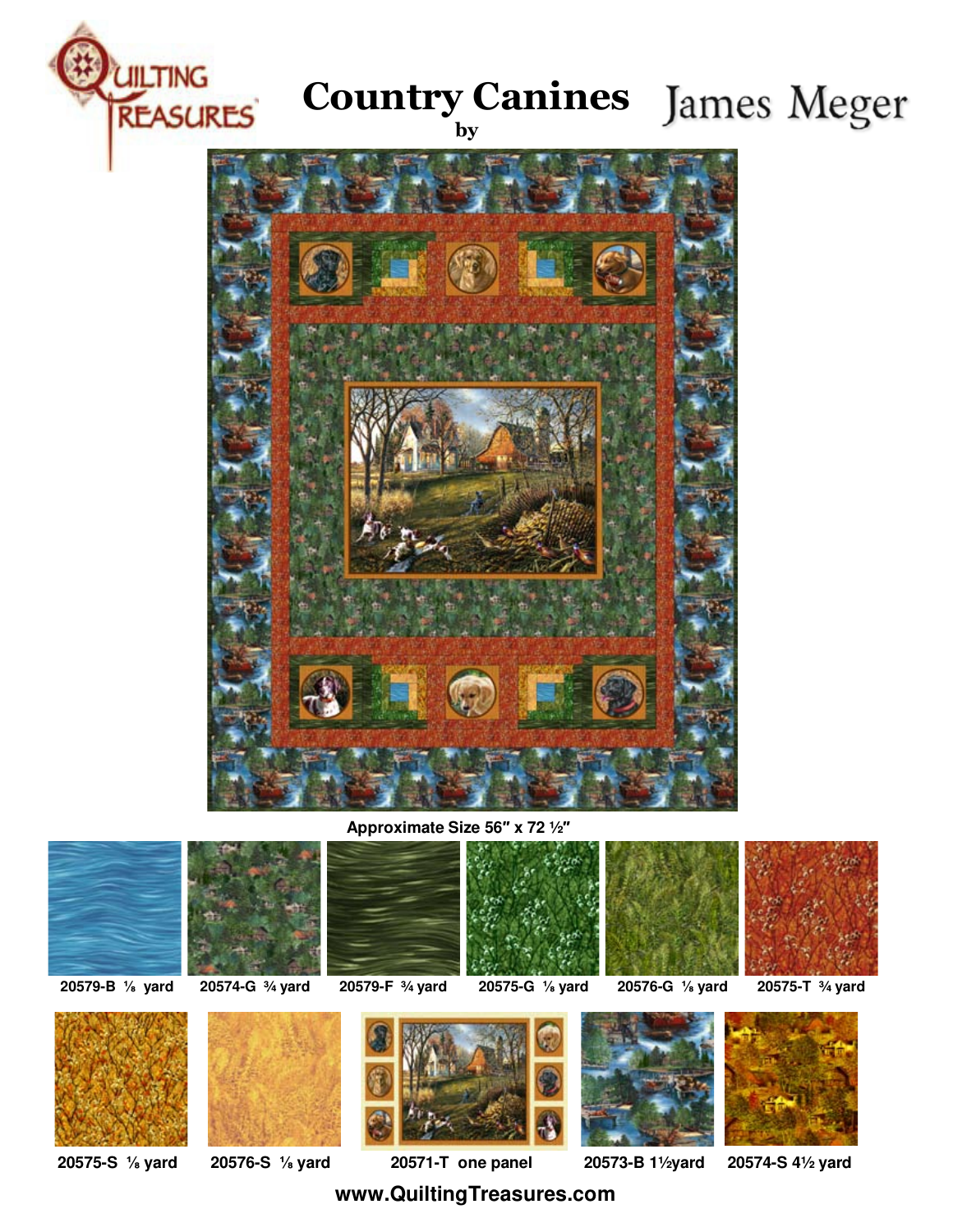QUILTING TREASURES

# Country Canines

by

James Meger

Approximate Size 56″ x 72 ½″

20579-B ⅛ yard

20574-G ¾ yard

20579-F ¾ yard

20575-G ⅛ yard

20576-G ⅛ yard

20575-T ¾ yard

20575-S ⅛ yard

20576-S ⅛ yard

20571-T one panel

20573-B 1½yard

20574-S 4½ yard

www.QuiltingTreasures.com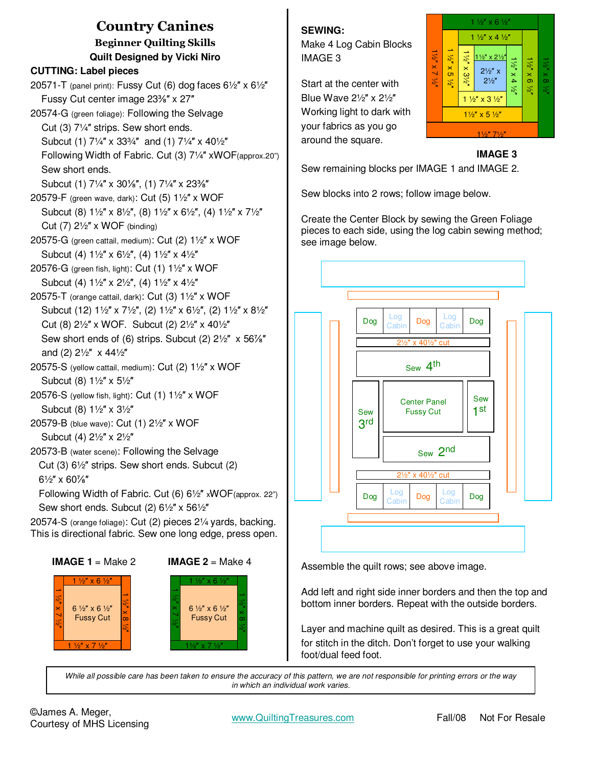# Country Canines

### Beginner Quilting Skills

**Quilt Designed by Vicki Niro**

**CUTTING: Label pieces**

20571-T (panel print): Fussy Cut (6) dog faces 6½″ x 6½″
Fussy Cut center image 23⅜″ x 27″

20574-G (green foliage): Following the Selvage
Cut (3) 7¼″ strips. Sew short ends.
Subcut (1) 7¼″ x 33¾″ and (1) 7¼″ x 40½″
Following Width of Fabric. Cut (3) 7¼″ xWOF(approx.20″)
Sew short ends.
Subcut (1) 7¼″ x 30⅛″, (1) 7¼″ x 23⅜″

20579-F (green wave, dark): Cut (5) 1½″ x WOF
Subcut (8) 1½″ x 8½″, (8) 1½″ x 6½″, (4) 1½″ x 7½″
Cut (7) 2½″ x WOF (binding)

20575-G (green cattail, medium): Cut (2) 1½″ x WOF
Subcut (4) 1½″ x 6½″, (4) 1½″ x 4½″

20576-G (green fish, light): Cut (1) 1½″ x WOF
Subcut (4) 1½″ x 2½″, (4) 1½″ x 4½″

20575-T (orange cattail, dark): Cut (3) 1½″ x WOF
Subcut (12) 1½″ x 7½″, (2) 1½″ x 6½″, (2) 1½″ x 8½″
Cut (8) 2½″ x WOF. Subcut (2) 2½″ x 40½″
Sew short ends of (6) strips. Subcut (2) 2½″ x 56⅞″
and (2) 2½″ x 44½″

20575-S (yellow cattail, medium): Cut (2) 1½″ x WOF
Subcut (8) 1½″ x 5½″

20576-S (yellow fish, light): Cut (1) 1½″ x WOF
Subcut (8) 1½″ x 3½″

20579-B (blue wave): Cut (1) 2½″ x WOF
Subcut (4) 2½″ x 2½″

20573-B (water scene): Following the Selvage
Cut (3) 6½″ strips. Sew short ends. Subcut (2)
6½″ x 60⅞″
Following Width of Fabric. Cut (6) 6½″ xWOF(approx. 22″)
Sew short ends. Subcut (2) 6½″ x 56½″

20574-S (orange foliage): Cut (2) pieces 2¼ yards, backing.
This is directional fabric. Sew one long edge, press open.

**IMAGE 1** = Make 2

1 ½″ x 6 ½″
1 ½″ x 7 ½″
6 ½″ x 6 ½″ Fussy Cut
1 ½″ x 8 ½″
1 ½″ x 7 ½″

**IMAGE 2** = Make 4

1 ½″ x 6 ½″
1 ½″ x 7 ½″
6 ½″ x 6 ½″ Fussy Cut
1 ½″ x 8 ½″
1½″ x 7 ½″

**SEWING:**

Make 4 Log Cabin Blocks
IMAGE 3

Start at the center with
Blue Wave 2½″ x 2½″
Working light to dark with
your fabrics as you go
around the square.

1 ½″ x 6 ½″
1 ½″ x 4 ½″
1½″ x 2½″
2½″ x 2½″
1 ½″ x 3 ½″
1½″ x 5 ½″
1½″ 7½″
1½″ x 7 ½″
1 ½″ x 5 ½″
1½″ x 3½″
1½″ x 4 ½″
1½″ x 6 ½″
1½″ x 8 ½″

**IMAGE 3**

Sew remaining blocks per IMAGE 1 and IMAGE 2.

Sew blocks into 2 rows; follow image below.

Create the Center Block by sewing the Green Foliage pieces to each side, using the log cabin sewing method; see image below.

Dog
Log Cabin
Dog
Log Cabin
Dog
2½″ x 40½″ cut
Sew 4th
Sew 3rd
Center Panel Fussy Cut
Sew 1st
Sew 2nd
2½″ x 40½″ cut
Dog
Log Cabin
Dog
Log Cabin
Dog

Assemble the quilt rows; see above image.

Add left and right side inner borders and then the top and bottom inner borders. Repeat with the outside borders.

Layer and machine quilt as desired. This is a great quilt for stitch in the ditch. Don't forget to use your walking foot/dual feed foot.

*While all possible care has been taken to ensure the accuracy of this pattern, we are not responsible for printing errors or the way in which an individual work varies.*

©James A. Meger,
Courtesy of MHS Licensing

www.QuiltingTreasures.com

Fall/08 Not For Resale